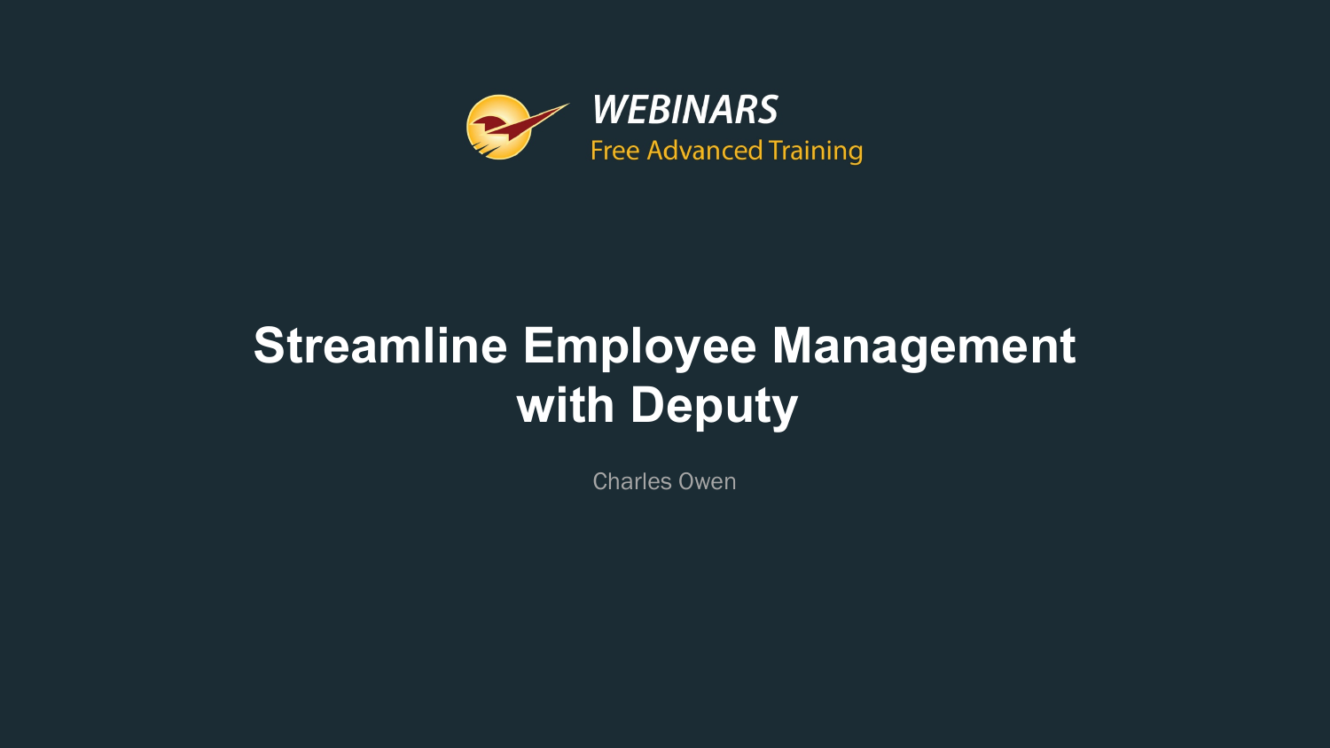**WEBINARS**
Free Advanced Training

# Streamline Employee Management with Deputy

Charles Owen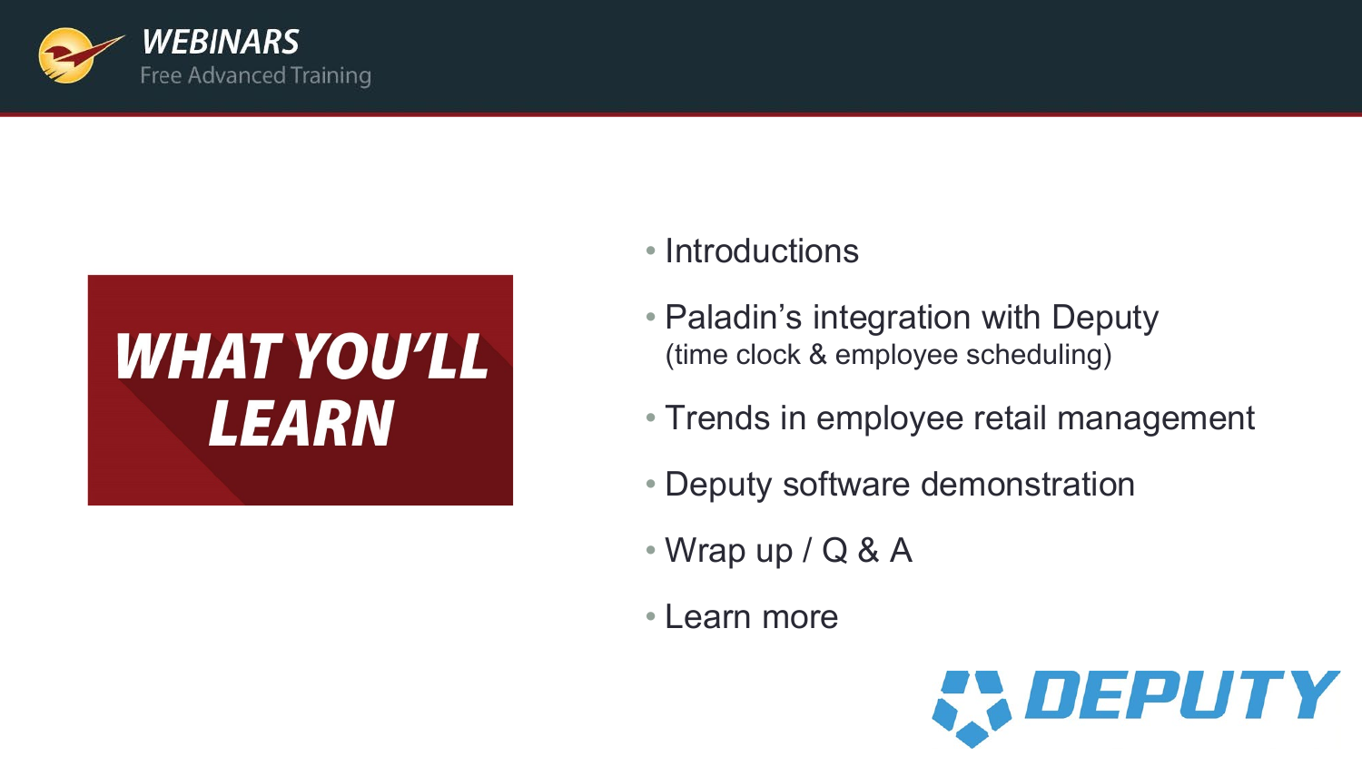# WHAT YOU'LL LEARN

- Introductions
- Paladin's integration with Deputy
  (time clock & employee scheduling)
- Trends in employee retail management
- Deputy software demonstration
- Wrap up / Q & A
- Learn more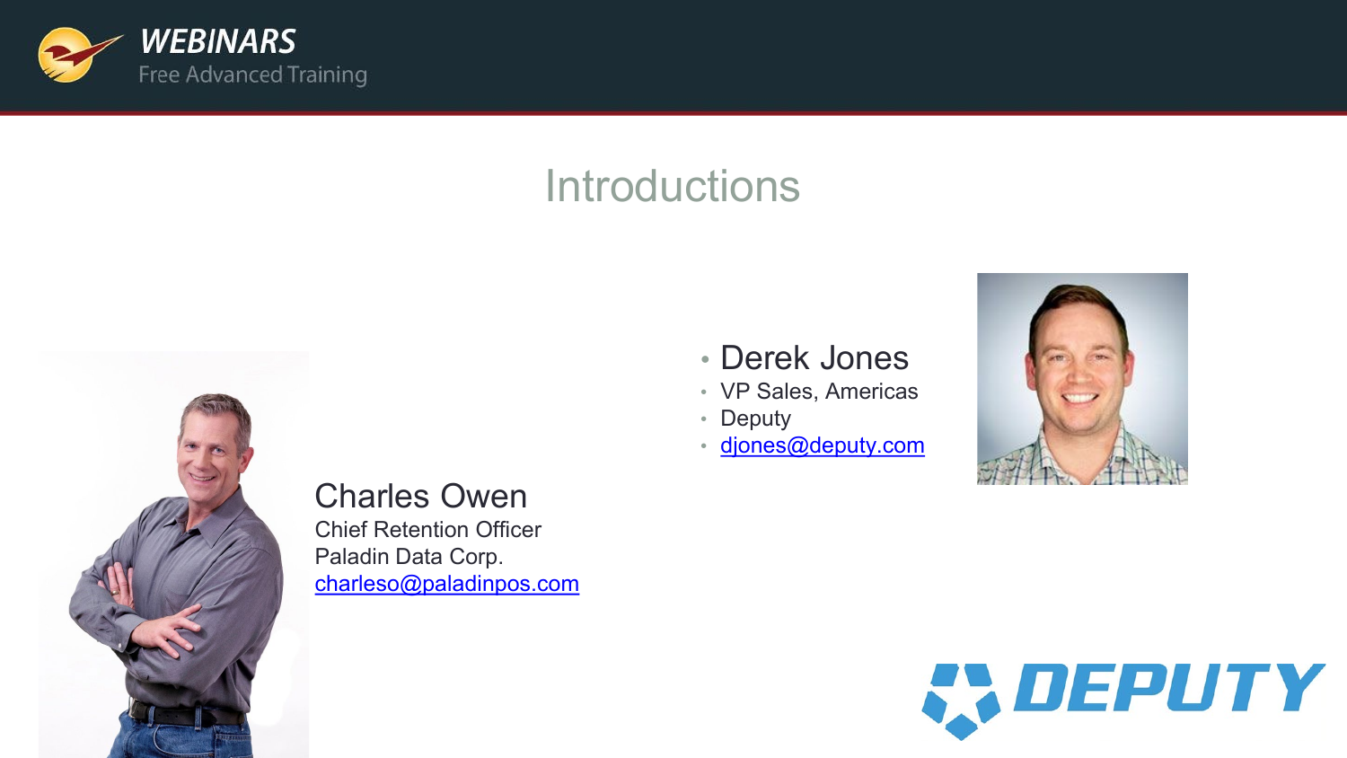# Introductions

- Derek Jones
- VP Sales, Americas
- Deputy
- djones@deputy.com

Charles Owen
Chief Retention Officer
Paladin Data Corp.
charleso@paladinpos.com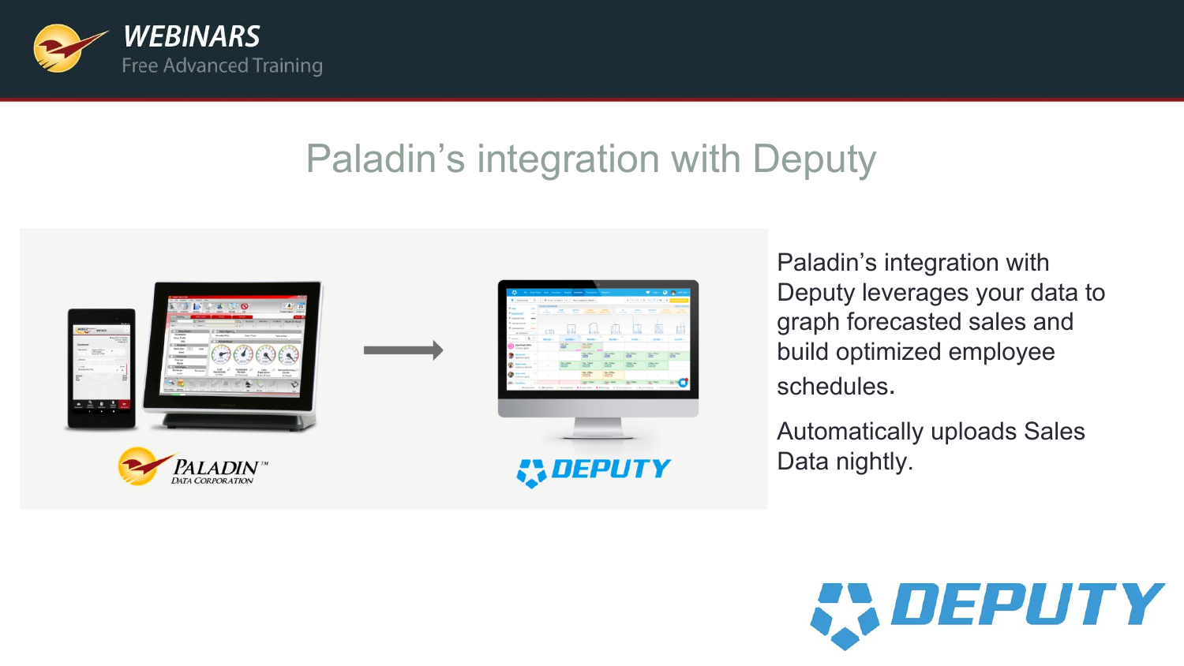# Paladin's integration with Deputy

Paladin's integration with Deputy leverages your data to graph forecasted sales and build optimized employee schedules.

Automatically uploads Sales Data nightly.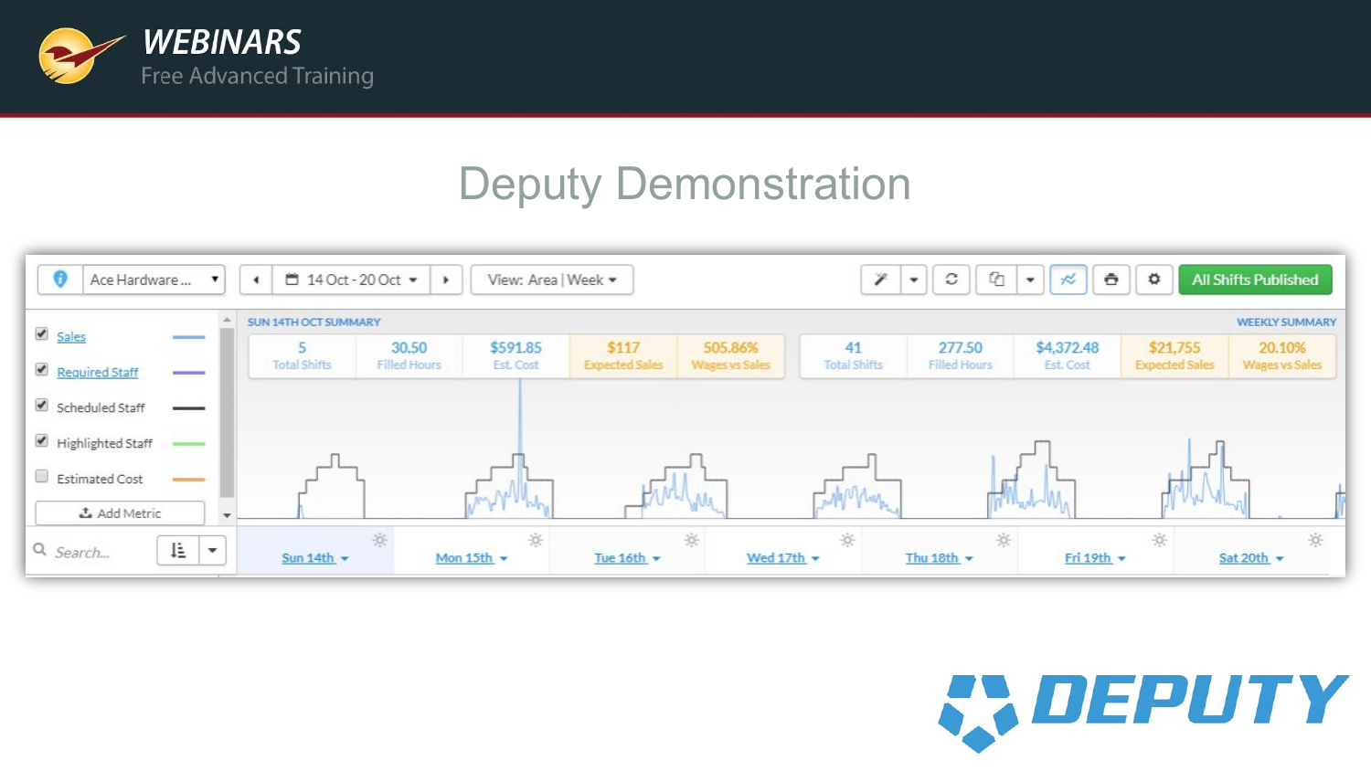# Deputy Demonstration

Ace Hardware ... | 14 Oct - 20 Oct | View: Area | Week | All Shifts Published

- Sales
- Required Staff
- Scheduled Staff
- Highlighted Staff
- Estimated Cost

Add Metric

SUN 14TH OCT SUMMARY

| 5 | 30.50 | $591.85 | $117 | 505.86% |
|---|---|---|---|---|
| Total Shifts | Filled Hours | Est. Cost | Expected Sales | Wages vs Sales |

WEEKLY SUMMARY

| 41 | 277.50 | $4,372.48 | $21,755 | 20.10% |
|---|---|---|---|---|
| Total Shifts | Filled Hours | Est. Cost | Expected Sales | Wages vs Sales |

Search...

Sun 14th | Mon 15th | Tue 16th | Wed 17th | Thu 18th | Fri 19th | Sat 20th

DEPUTY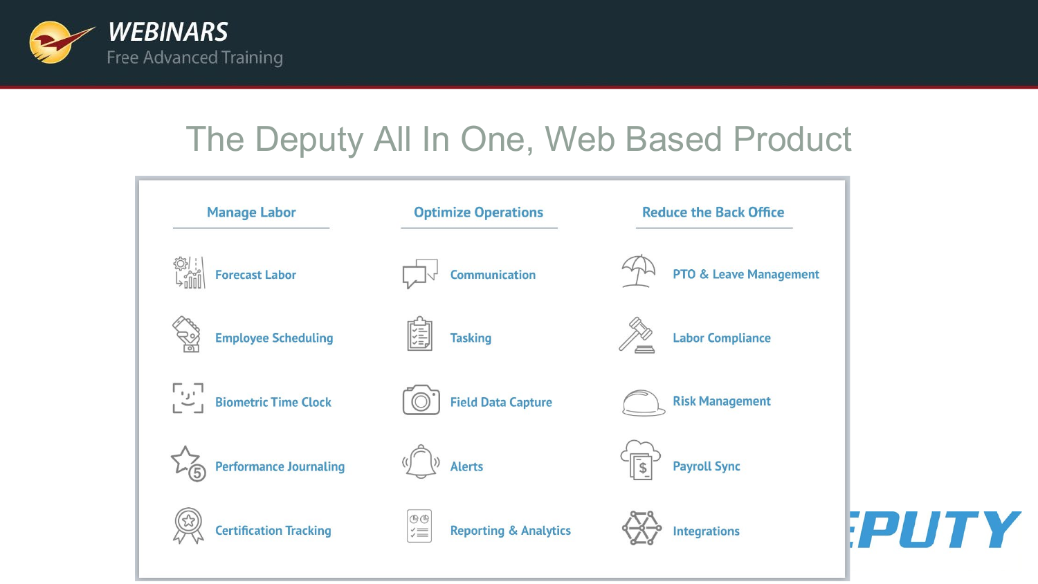# The Deputy All In One, Web Based Product

| Manage Labor | Optimize Operations | Reduce the Back Office |
| --- | --- | --- |
| Forecast Labor | Communication | PTO & Leave Management |
| Employee Scheduling | Tasking | Labor Compliance |
| Biometric Time Clock | Field Data Capture | Risk Management |
| Performance Journaling | Alerts | Payroll Sync |
| Certification Tracking | Reporting & Analytics | Integrations |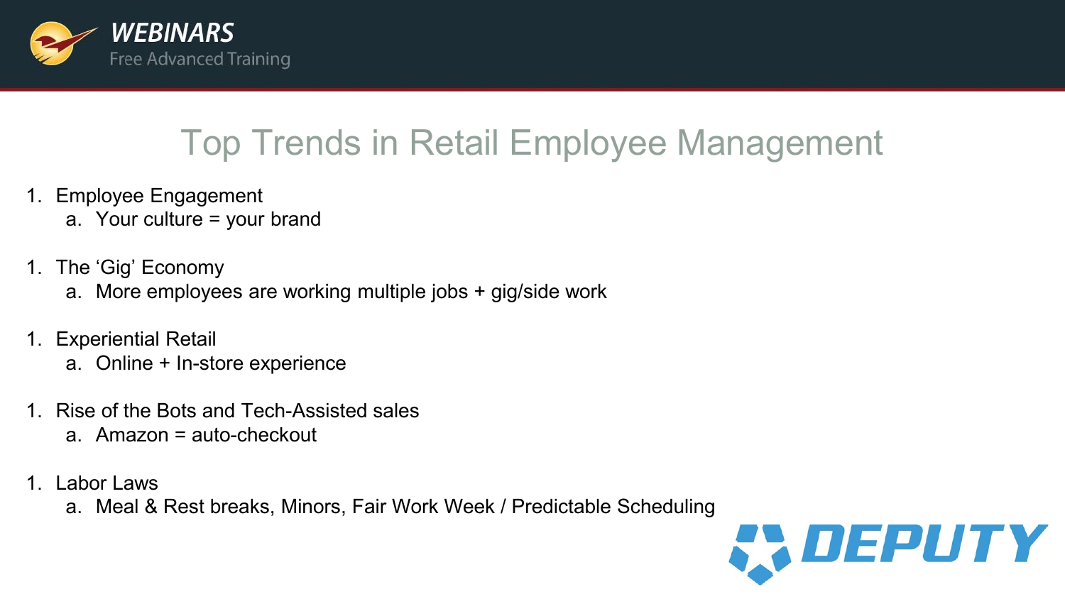# Top Trends in Retail Employee Management

1. Employee Engagement
   a. Your culture = your brand

1. The 'Gig' Economy
   a. More employees are working multiple jobs + gig/side work

1. Experiential Retail
   a. Online + In-store experience

1. Rise of the Bots and Tech-Assisted sales
   a. Amazon = auto-checkout

1. Labor Laws
   a. Meal & Rest breaks, Minors, Fair Work Week / Predictable Scheduling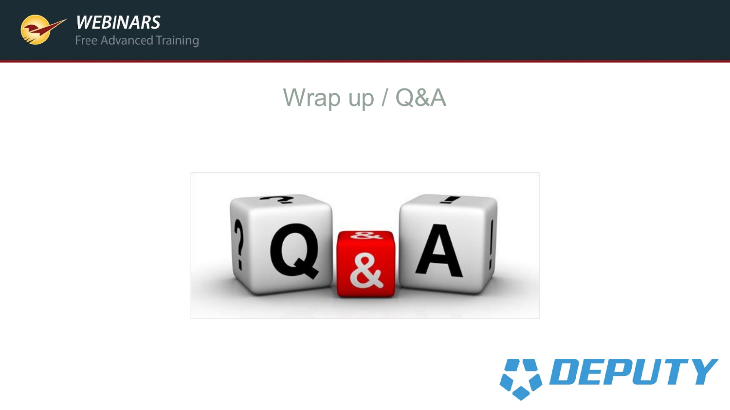# Wrap up / Q&A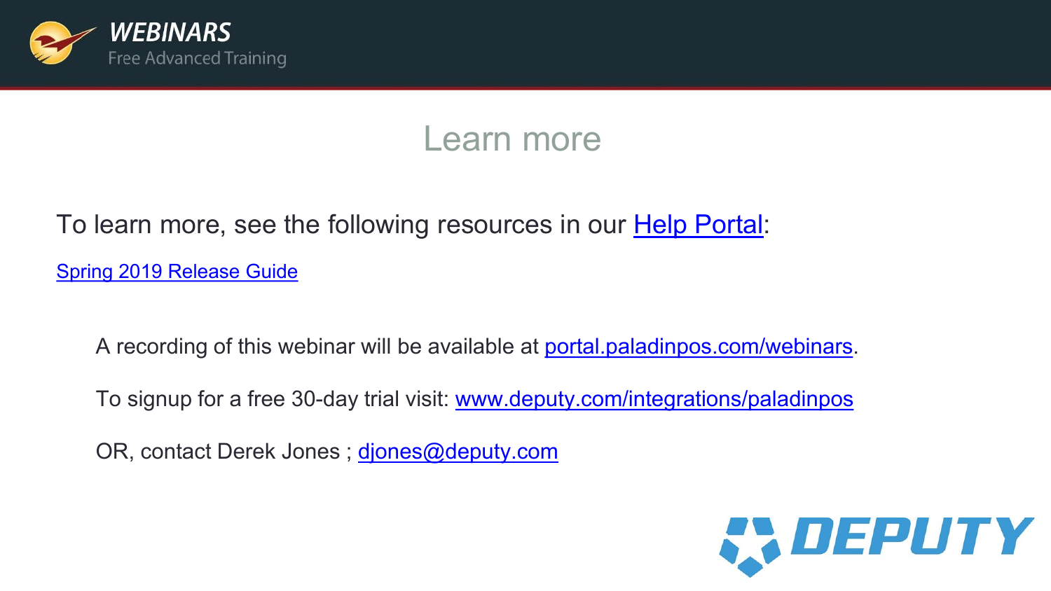# Learn more

To learn more, see the following resources in our Help Portal:

Spring 2019 Release Guide

A recording of this webinar will be available at portal.paladinpos.com/webinars.

To signup for a free 30-day trial visit: www.deputy.com/integrations/paladinpos

OR, contact Derek Jones ; djones@deputy.com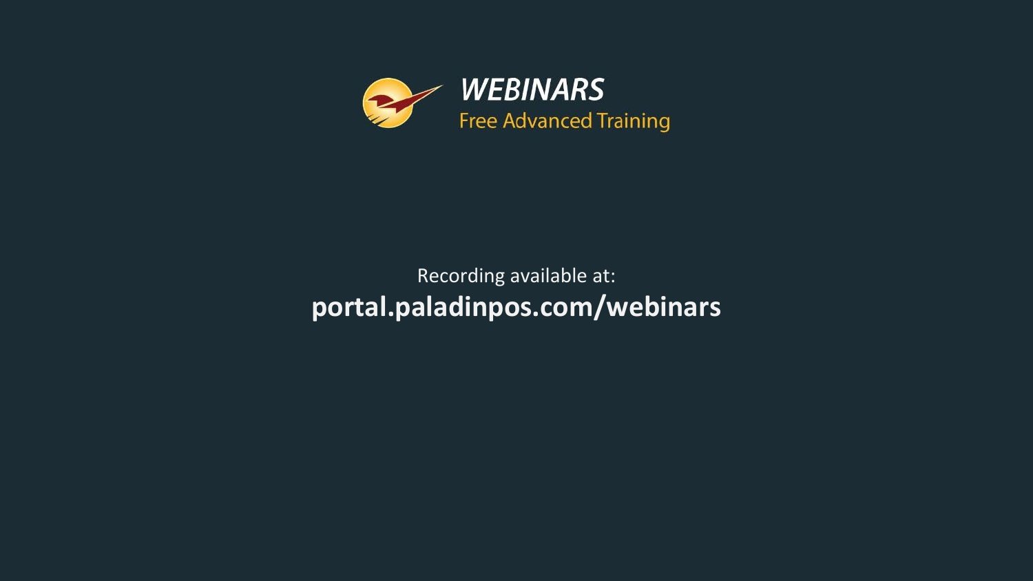# WEBINARS

Free Advanced Training

Recording available at:

**portal.paladinpos.com/webinars**